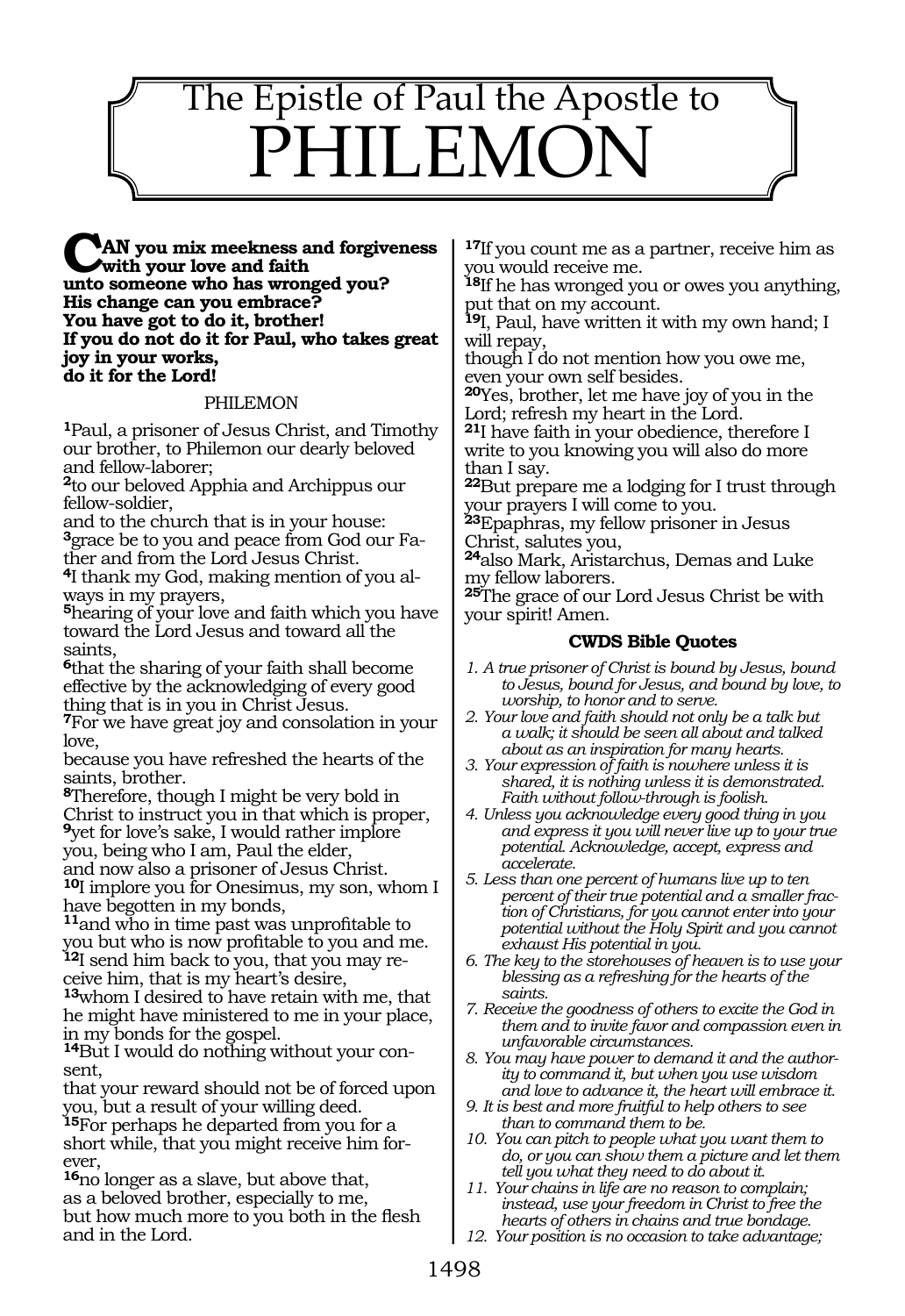# The Epistle of Paul the Apostle to PHILEMON

**CAN you mix meekness and forgiveness with your love and faith
unto someone who has wronged you?
His change can you embrace?
You have got to do it, brother!
If you do not do it for Paul, who takes great joy in your works,
do it for the Lord!**

PHILEMON

**1**Paul, a prisoner of Jesus Christ, and Timothy our brother, to Philemon our dearly beloved and fellow-laborer;
**2**to our beloved Apphia and Archippus our fellow-soldier,
and to the church that is in your house:
**3**grace be to you and peace from God our Father and from the Lord Jesus Christ.
**4**I thank my God, making mention of you always in my prayers,
**5**hearing of your love and faith which you have toward the Lord Jesus and toward all the saints,
**6**that the sharing of your faith shall become effective by the acknowledging of every good thing that is in you in Christ Jesus.
**7**For we have great joy and consolation in your love,
because you have refreshed the hearts of the saints, brother.
**8**Therefore, though I might be very bold in Christ to instruct you in that which is proper,
**9**yet for love's sake, I would rather implore you, being who I am, Paul the elder,
and now also a prisoner of Jesus Christ.
**10**I implore you for Onesimus, my son, whom I have begotten in my bonds,
**11**and who in time past was unprofitable to you but who is now profitable to you and me.
**12**I send him back to you, that you may receive him, that is my heart's desire,
**13**whom I desired to have retain with me, that he might have ministered to me in your place, in my bonds for the gospel.
**14**But I would do nothing without your consent,
that your reward should not be of forced upon you, but a result of your willing deed.
**15**For perhaps he departed from you for a short while, that you might receive him forever,
**16**no longer as a slave, but above that,
as a beloved brother, especially to me,
but how much more to you both in the flesh and in the Lord.
**17**If you count me as a partner, receive him as you would receive me.
**18**If he has wronged you or owes you anything, put that on my account.
**19**I, Paul, have written it with my own hand; I will repay,
though I do not mention how you owe me, even your own self besides.
**20**Yes, brother, let me have joy of you in the Lord; refresh my heart in the Lord.
**21**I have faith in your obedience, therefore I write to you knowing you will also do more than I say.
**22**But prepare me a lodging for I trust through your prayers I will come to you.
**23**Epaphras, my fellow prisoner in Jesus Christ, salutes you,
**24**also Mark, Aristarchus, Demas and Luke my fellow laborers.
**25**The grace of our Lord Jesus Christ be with your spirit! Amen.

### CWDS Bible Quotes

1. *A true prisoner of Christ is bound by Jesus, bound to Jesus, bound for Jesus, and bound by love, to worship, to honor and to serve.*
2. *Your love and faith should not only be a talk but a walk; it should be seen all about and talked about as an inspiration for many hearts.*
3. *Your expression of faith is nowhere unless it is shared, it is nothing unless it is demonstrated. Faith without follow-through is foolish.*
4. *Unless you acknowledge every good thing in you and express it you will never live up to your true potential. Acknowledge, accept, express and accelerate.*
5. *Less than one percent of humans live up to ten percent of their true potential and a smaller fraction of Christians, for you cannot enter into your potential without the Holy Spirit and you cannot exhaust His potential in you.*
6. *The key to the storehouses of heaven is to use your blessing as a refreshing for the hearts of the saints.*
7. *Receive the goodness of others to excite the God in them and to invite favor and compassion even in unfavorable circumstances.*
8. *You may have power to demand it and the authority to command it, but when you use wisdom and love to advance it, the heart will embrace it.*
9. *It is best and more fruitful to help others to see than to command them to be.*
10. *You can pitch to people what you want them to do, or you can show them a picture and let them tell you what they need to do about it.*
11. *Your chains in life are no reason to complain; instead, use your freedom in Christ to free the hearts of others in chains and true bondage.*
12. *Your position is no occasion to take advantage;*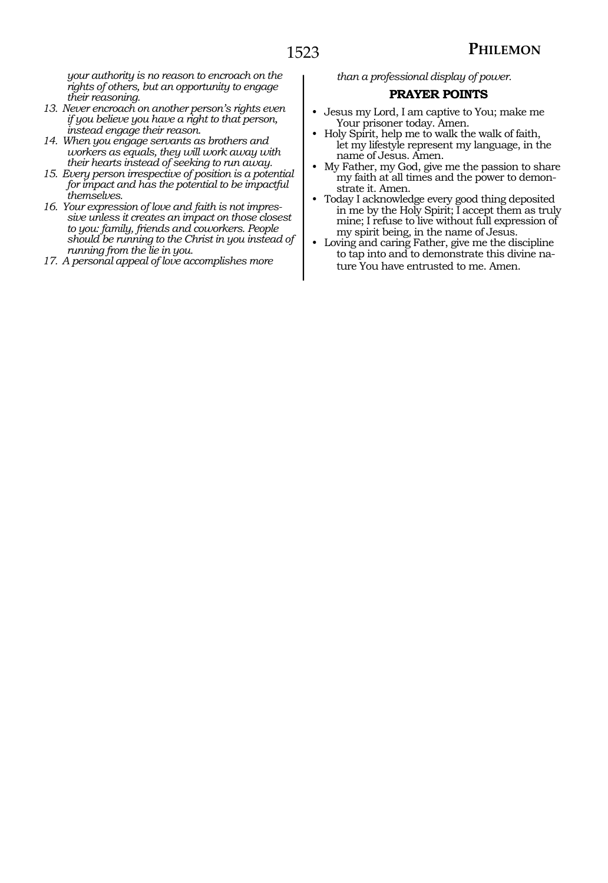*your authority is no reason to encroach on the rights of others, but an opportunity to engage their reasoning.*

13. *Never encroach on another person's rights even if you believe you have a right to that person, instead engage their reason.*
14. *When you engage servants as brothers and workers as equals, they will work away with their hearts instead of seeking to run away.*
15. *Every person irrespective of position is a potential for impact and has the potential to be impactful themselves.*
16. *Your expression of love and faith is not impressive unless it creates an impact on those closest to you: family, friends and coworkers. People should be running to the Christ in you instead of running from the lie in you.*
17. *A personal appeal of love accomplishes more than a professional display of power.*

## PRAYER POINTS

- Jesus my Lord, I am captive to You; make me Your prisoner today. Amen.
- Holy Spirit, help me to walk the walk of faith, let my lifestyle represent my language, in the name of Jesus. Amen.
- My Father, my God, give me the passion to share my faith at all times and the power to demonstrate it. Amen.
- Today I acknowledge every good thing deposited in me by the Holy Spirit; I accept them as truly mine; I refuse to live without full expression of my spirit being, in the name of Jesus.
- Loving and caring Father, give me the discipline to tap into and to demonstrate this divine nature You have entrusted to me. Amen.